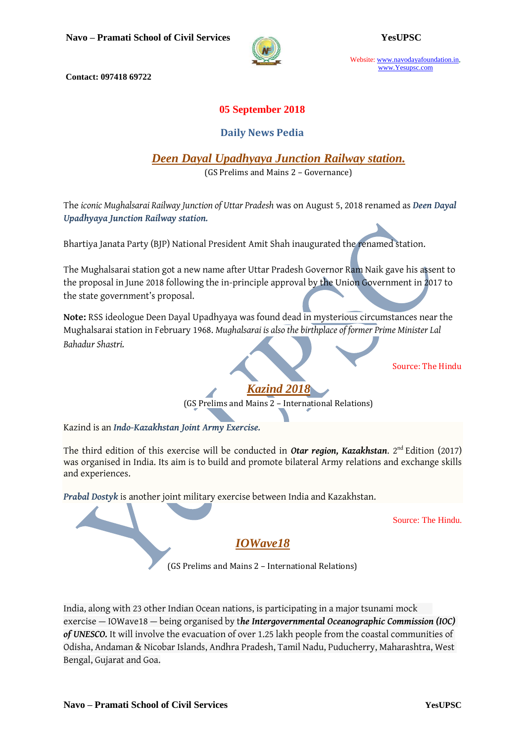**05 September 2018**

**Daily News Pedia**

## *Deen Dayal Upadhyaya Junction Railway station.*

(GS Prelims and Mains 2 – Governance)

The *iconic Mughalsarai Railway Junction of Uttar Pradesh* was on August 5, 2018 renamed as ***Deen Dayal Upadhyaya Junction Railway station.***

Bhartiya Janata Party (BJP) National President Amit Shah inaugurated the renamed station.

The Mughalsarai station got a new name after Uttar Pradesh Governor Ram Naik gave his assent to the proposal in June 2018 following the in-principle approval by the Union Government in 2017 to the state government's proposal.

**Note:** RSS ideologue Deen Dayal Upadhyaya was found dead in mysterious circumstances near the Mughalsarai station in February 1968. *Mughalsarai is also the birthplace of former Prime Minister Lal Bahadur Shastri.*

Source: The Hindu

## *Kazind 2018*

(GS Prelims and Mains 2 – International Relations)

Kazind is an ***Indo-Kazakhstan Joint Army Exercise.***

The third edition of this exercise will be conducted in ***Otar region, Kazakhstan***. 2nd Edition (2017) was organised in India. Its aim is to build and promote bilateral Army relations and exchange skills and experiences.

***Prabal Dostyk*** is another joint military exercise between India and Kazakhstan.

Source: The Hindu.

## *IOWave18*

(GS Prelims and Mains 2 – International Relations)

India, along with 23 other Indian Ocean nations, is participating in a major tsunami mock exercise — IOWave18 — being organised by t***he Intergovernmental Oceanographic Commission (IOC) of UNESCO.*** It will involve the evacuation of over 1.25 lakh people from the coastal communities of Odisha, Andaman & Nicobar Islands, Andhra Pradesh, Tamil Nadu, Puducherry, Maharashtra, West Bengal, Gujarat and Goa.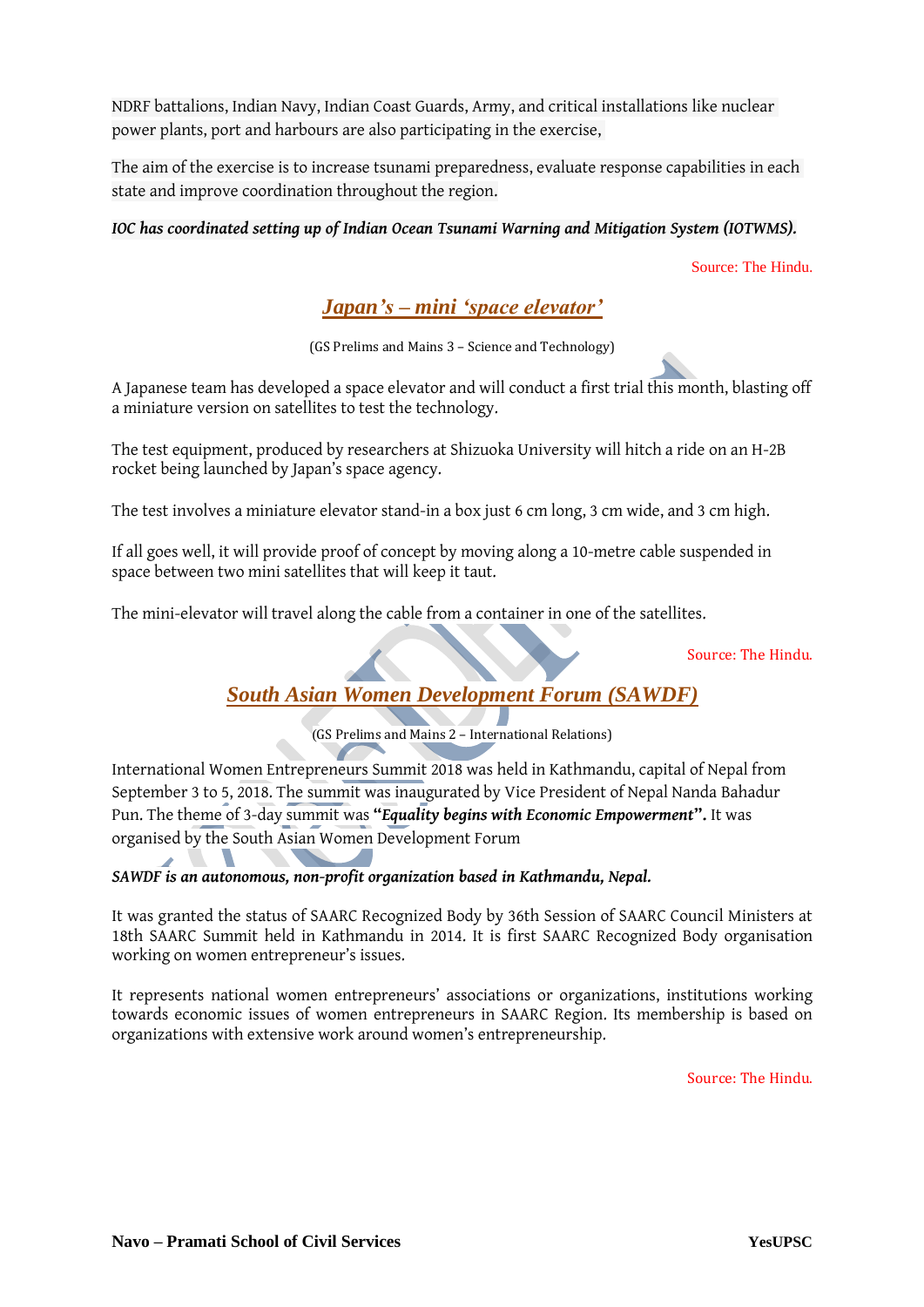NDRF battalions, Indian Navy, Indian Coast Guards, Army, and critical installations like nuclear power plants, port and harbours are also participating in the exercise,

The aim of the exercise is to increase tsunami preparedness, evaluate response capabilities in each state and improve coordination throughout the region.

***IOC has coordinated setting up of Indian Ocean Tsunami Warning and Mitigation System (IOTWMS).***

Source: The Hindu.

## *Japan's – mini 'space elevator'*

(GS Prelims and Mains 3 – Science and Technology)

A Japanese team has developed a space elevator and will conduct a first trial this month, blasting off a miniature version on satellites to test the technology.

The test equipment, produced by researchers at Shizuoka University will hitch a ride on an H-2B rocket being launched by Japan's space agency.

The test involves a miniature elevator stand-in a box just 6 cm long, 3 cm wide, and 3 cm high.

If all goes well, it will provide proof of concept by moving along a 10-metre cable suspended in space between two mini satellites that will keep it taut.

The mini-elevator will travel along the cable from a container in one of the satellites.

Source: The Hindu.

## *South Asian Women Development Forum (SAWDF)*

(GS Prelims and Mains 2 – International Relations)

International Women Entrepreneurs Summit 2018 was held in Kathmandu, capital of Nepal from September 3 to 5, 2018. The summit was inaugurated by Vice President of Nepal Nanda Bahadur Pun. The theme of 3-day summit was **"*Equality begins with Economic Empowerment*".** It was organised by the South Asian Women Development Forum

***SAWDF is an autonomous, non-profit organization based in Kathmandu, Nepal.***

It was granted the status of SAARC Recognized Body by 36th Session of SAARC Council Ministers at 18th SAARC Summit held in Kathmandu in 2014. It is first SAARC Recognized Body organisation working on women entrepreneur's issues.

It represents national women entrepreneurs' associations or organizations, institutions working towards economic issues of women entrepreneurs in SAARC Region. Its membership is based on organizations with extensive work around women's entrepreneurship.

Source: The Hindu.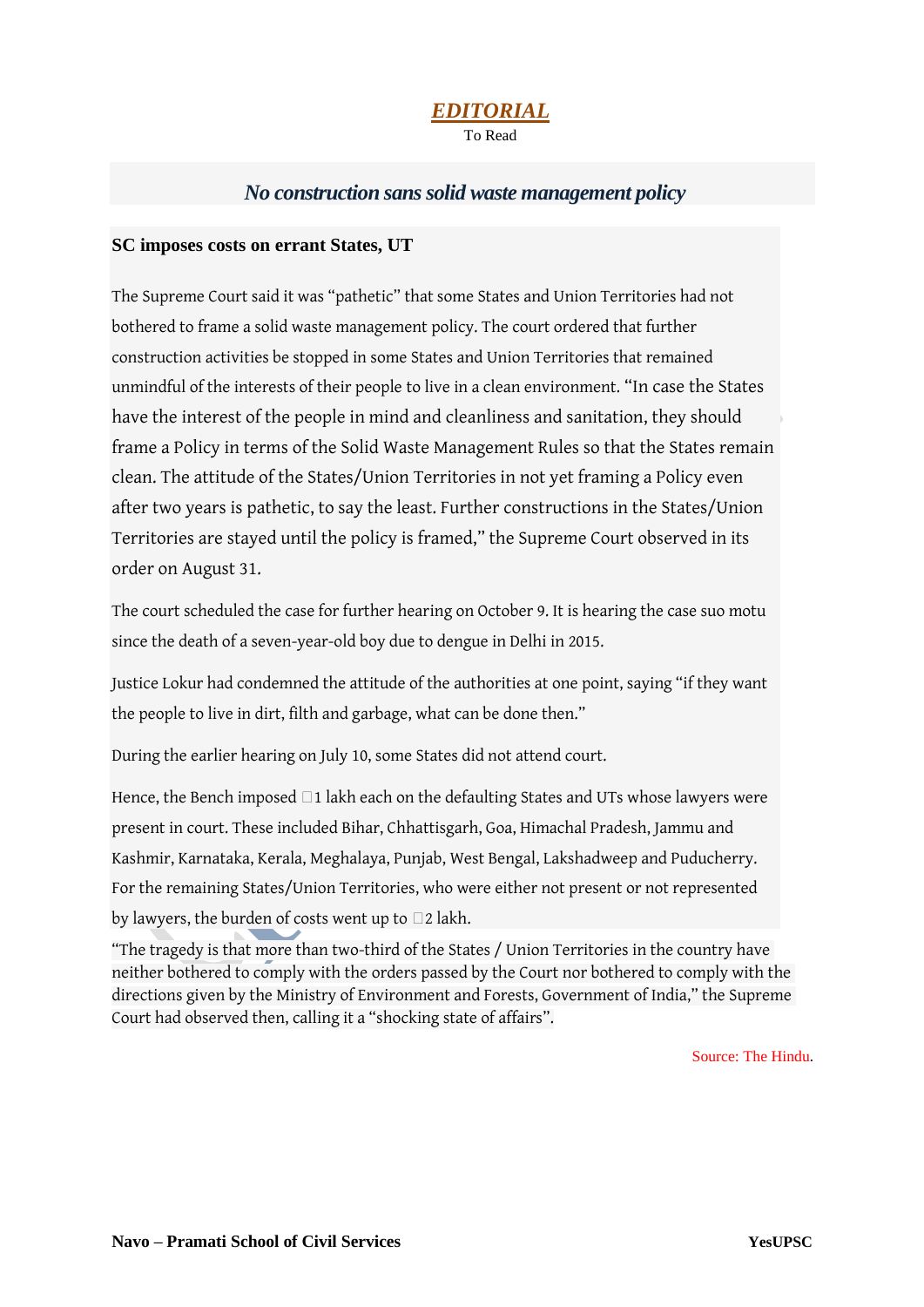## *EDITORIAL*

To Read

### *No construction sans solid waste management policy*

**SC imposes costs on errant States, UT**

The Supreme Court said it was “pathetic” that some States and Union Territories had not bothered to frame a solid waste management policy. The court ordered that further construction activities be stopped in some States and Union Territories that remained unmindful of the interests of their people to live in a clean environment. “In case the States have the interest of the people in mind and cleanliness and sanitation, they should frame a Policy in terms of the Solid Waste Management Rules so that the States remain clean. The attitude of the States/Union Territories in not yet framing a Policy even after two years is pathetic, to say the least. Further constructions in the States/Union Territories are stayed until the policy is framed,” the Supreme Court observed in its order on August 31.

The court scheduled the case for further hearing on October 9. It is hearing the case suo motu since the death of a seven-year-old boy due to dengue in Delhi in 2015.

Justice Lokur had condemned the attitude of the authorities at one point, saying “if they want the people to live in dirt, filth and garbage, what can be done then.”

During the earlier hearing on July 10, some States did not attend court.

Hence, the Bench imposed ₹1 lakh each on the defaulting States and UTs whose lawyers were present in court. These included Bihar, Chhattisgarh, Goa, Himachal Pradesh, Jammu and Kashmir, Karnataka, Kerala, Meghalaya, Punjab, West Bengal, Lakshadweep and Puducherry. For the remaining States/Union Territories, who were either not present or not represented by lawyers, the burden of costs went up to ₹2 lakh.

“The tragedy is that more than two-third of the States / Union Territories in the country have neither bothered to comply with the orders passed by the Court nor bothered to comply with the directions given by the Ministry of Environment and Forests, Government of India,” the Supreme Court had observed then, calling it a “shocking state of affairs”.

Source: The Hindu.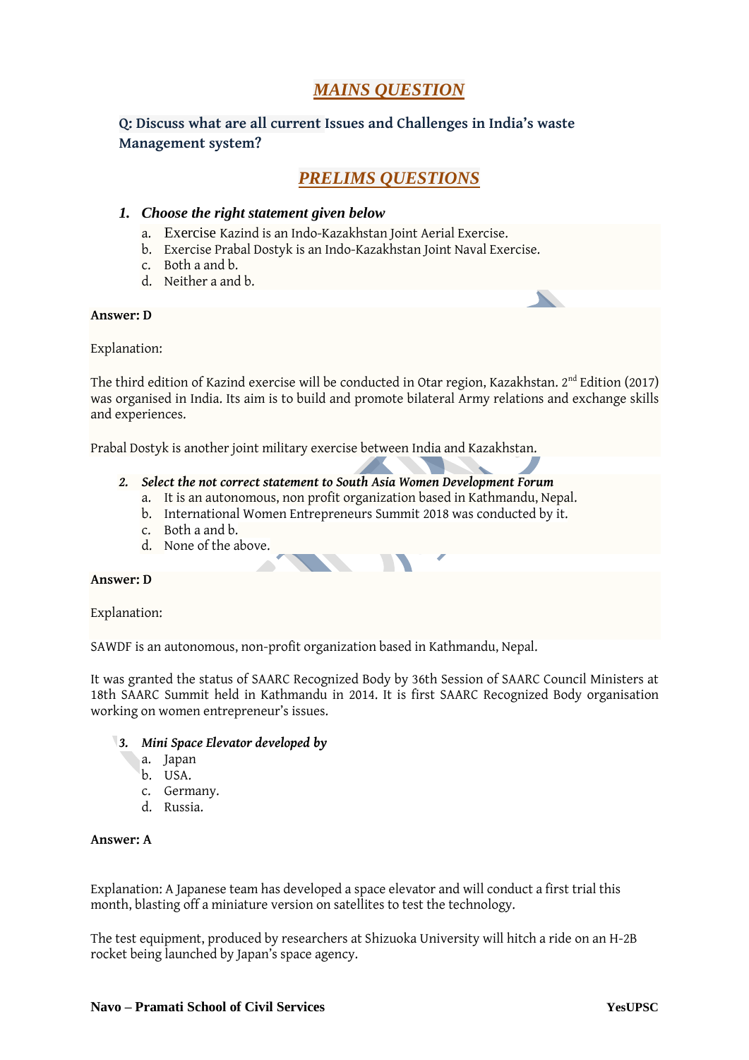## ***MAINS QUESTION***

**Q: Discuss what are all current Issues and Challenges in India's waste Management system?**

## ***PRELIMS QUESTIONS***

1. ***Choose the right statement given below***
   a. Exercise Kazind is an Indo-Kazakhstan Joint Aerial Exercise.
   b. Exercise Prabal Dostyk is an Indo-Kazakhstan Joint Naval Exercise.
   c. Both a and b.
   d. Neither a and b.

**Answer: D**

Explanation:

The third edition of Kazind exercise will be conducted in Otar region, Kazakhstan. 2nd Edition (2017) was organised in India. Its aim is to build and promote bilateral Army relations and exchange skills and experiences.

Prabal Dostyk is another joint military exercise between India and Kazakhstan.

2. ***Select the not correct statement to South Asia Women Development Forum***
   a. It is an autonomous, non profit organization based in Kathmandu, Nepal.
   b. International Women Entrepreneurs Summit 2018 was conducted by it.
   c. Both a and b.
   d. None of the above.

**Answer: D**

Explanation:

SAWDF is an autonomous, non-profit organization based in Kathmandu, Nepal.

It was granted the status of SAARC Recognized Body by 36th Session of SAARC Council Ministers at 18th SAARC Summit held in Kathmandu in 2014. It is first SAARC Recognized Body organisation working on women entrepreneur's issues.

3. ***Mini Space Elevator developed by***
   a. Japan
   b. USA.
   c. Germany.
   d. Russia.

**Answer: A**

Explanation: A Japanese team has developed a space elevator and will conduct a first trial this month, blasting off a miniature version on satellites to test the technology.

The test equipment, produced by researchers at Shizuoka University will hitch a ride on an H-2B rocket being launched by Japan's space agency.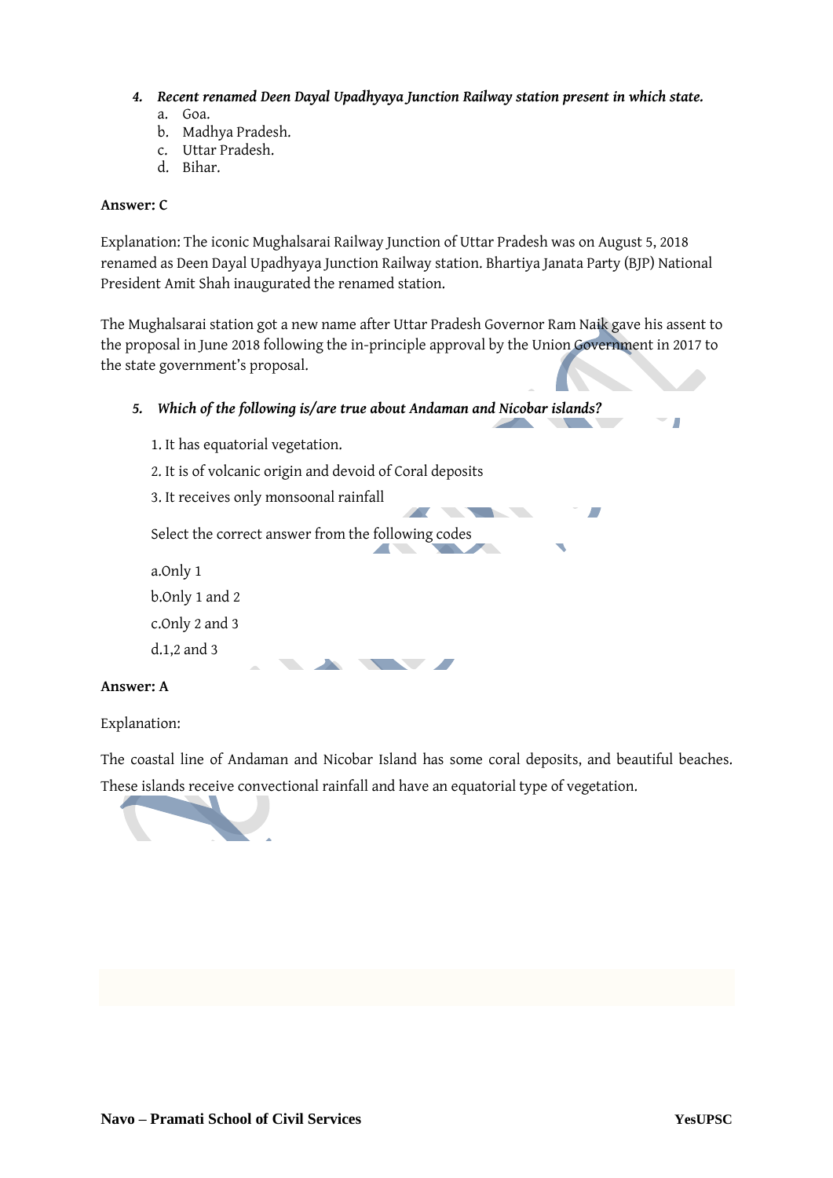4. ***Recent renamed Deen Dayal Upadhyaya Junction Railway station present in which state.***
   a. Goa.
   b. Madhya Pradesh.
   c. Uttar Pradesh.
   d. Bihar.

**Answer: C**

Explanation: The iconic Mughalsarai Railway Junction of Uttar Pradesh was on August 5, 2018 renamed as Deen Dayal Upadhyaya Junction Railway station. Bhartiya Janata Party (BJP) National President Amit Shah inaugurated the renamed station.

The Mughalsarai station got a new name after Uttar Pradesh Governor Ram Naik gave his assent to the proposal in June 2018 following the in-principle approval by the Union Government in 2017 to the state government's proposal.

5. ***Which of the following is/are true about Andaman and Nicobar islands?***

   1. It has equatorial vegetation.
   2. It is of volcanic origin and devoid of Coral deposits
   3. It receives only monsoonal rainfall

   Select the correct answer from the following codes

   a.Only 1
   b.Only 1 and 2
   c.Only 2 and 3
   d.1,2 and 3

**Answer: A**

Explanation:

The coastal line of Andaman and Nicobar Island has some coral deposits, and beautiful beaches. These islands receive convectional rainfall and have an equatorial type of vegetation.